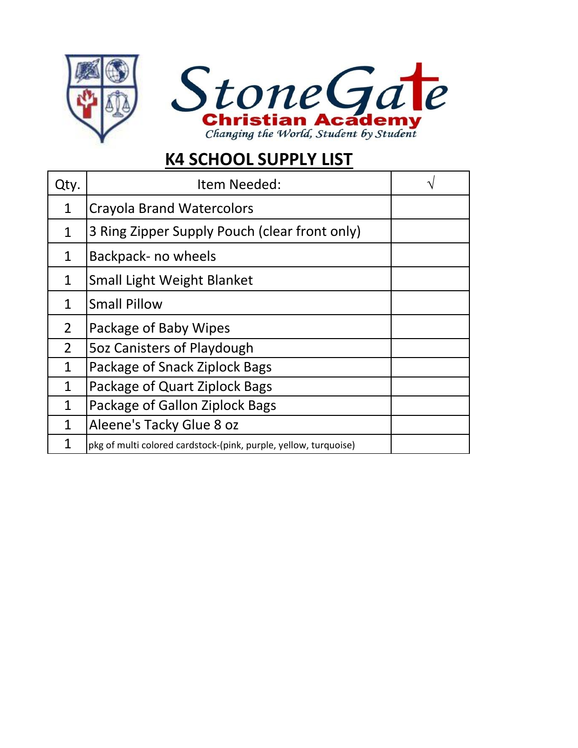StoneGate
Christian Academy
Changing the World, Student by Student

# K4 SCHOOL SUPPLY LIST

| Qty. | Item Needed: | √ |
|---|---|---|
| 1 | Crayola Brand Watercolors | |
| 1 | 3 Ring Zipper Supply Pouch (clear front only) | |
| 1 | Backpack- no wheels | |
| 1 | Small Light Weight Blanket | |
| 1 | Small Pillow | |
| 2 | Package of Baby Wipes | |
| 2 | 5oz Canisters of Playdough | |
| 1 | Package of Snack Ziplock Bags | |
| 1 | Package of Quart Ziplock Bags | |
| 1 | Package of Gallon Ziplock Bags | |
| 1 | Aleene's Tacky Glue 8 oz | |
| 1 | pkg of multi colored cardstock-(pink, purple, yellow, turquoise) | |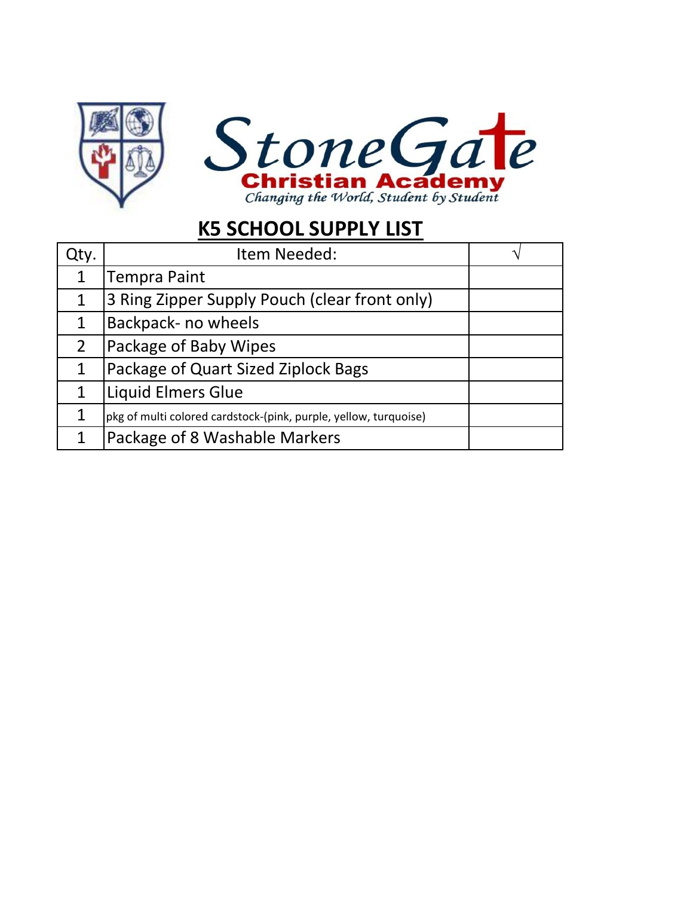StoneGate
Christian Academy
*Changing the World, Student by Student*

## K5 SCHOOL SUPPLY LIST

| Qty. | Item Needed: | √ |
|---|---|---|
| 1 | Tempra Paint | |
| 1 | 3 Ring Zipper Supply Pouch (clear front only) | |
| 1 | Backpack- no wheels | |
| 2 | Package of Baby Wipes | |
| 1 | Package of Quart Sized Ziplock Bags | |
| 1 | Liquid Elmers Glue | |
| 1 | pkg of multi colored cardstock-(pink, purple, yellow, turquoise) | |
| 1 | Package of 8 Washable Markers | |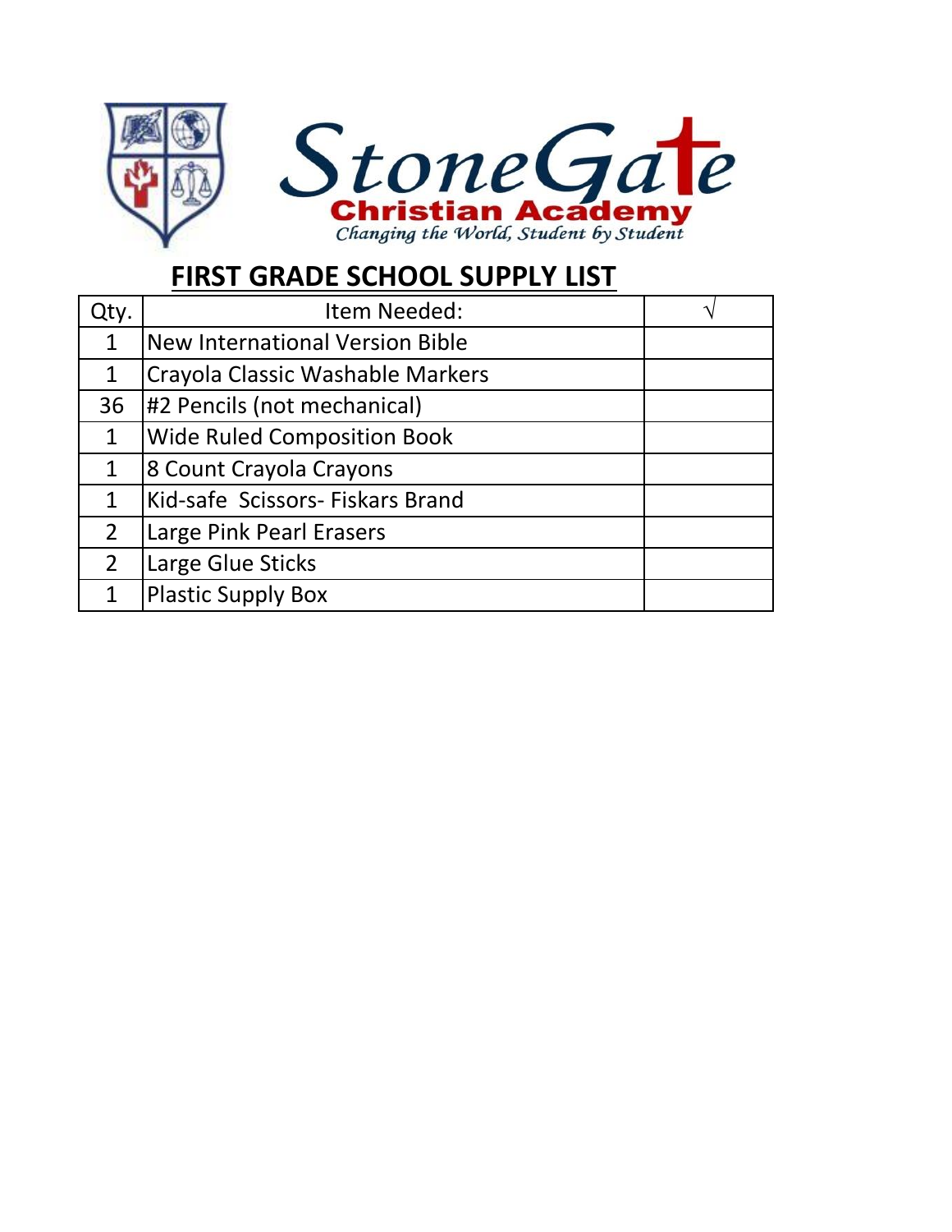StoneGate

Christian Academy

*Changing the World, Student by Student*

## FIRST GRADE SCHOOL SUPPLY LIST

| Qty. | Item Needed: | √ |
|---|---|---|
| 1 | New International Version Bible | |
| 1 | Crayola Classic Washable Markers | |
| 36 | #2 Pencils (not mechanical) | |
| 1 | Wide Ruled Composition Book | |
| 1 | 8 Count Crayola Crayons | |
| 1 | Kid-safe Scissors- Fiskars Brand | |
| 2 | Large Pink Pearl Erasers | |
| 2 | Large Glue Sticks | |
| 1 | Plastic Supply Box | |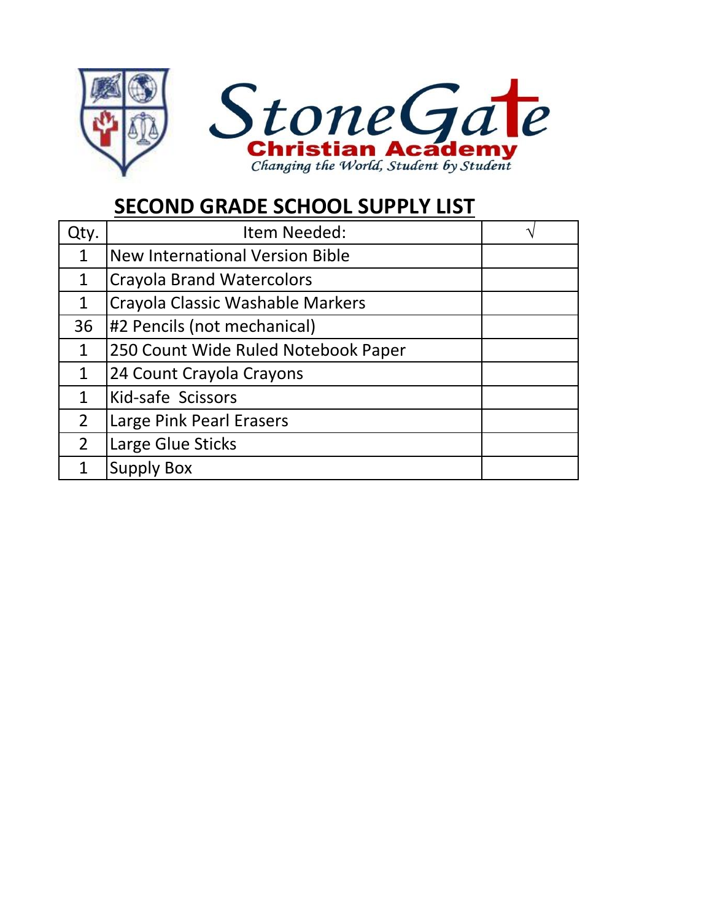StoneGate Christian Academy

*Changing the World, Student by Student*

## SECOND GRADE SCHOOL SUPPLY LIST

| Qty. | Item Needed: | √ |
|---|---|---|
| 1 | New International Version Bible | |
| 1 | Crayola Brand Watercolors | |
| 1 | Crayola Classic Washable Markers | |
| 36 | #2 Pencils (not mechanical) | |
| 1 | 250 Count Wide Ruled Notebook Paper | |
| 1 | 24 Count Crayola Crayons | |
| 1 | Kid-safe Scissors | |
| 2 | Large Pink Pearl Erasers | |
| 2 | Large Glue Sticks | |
| 1 | Supply Box | |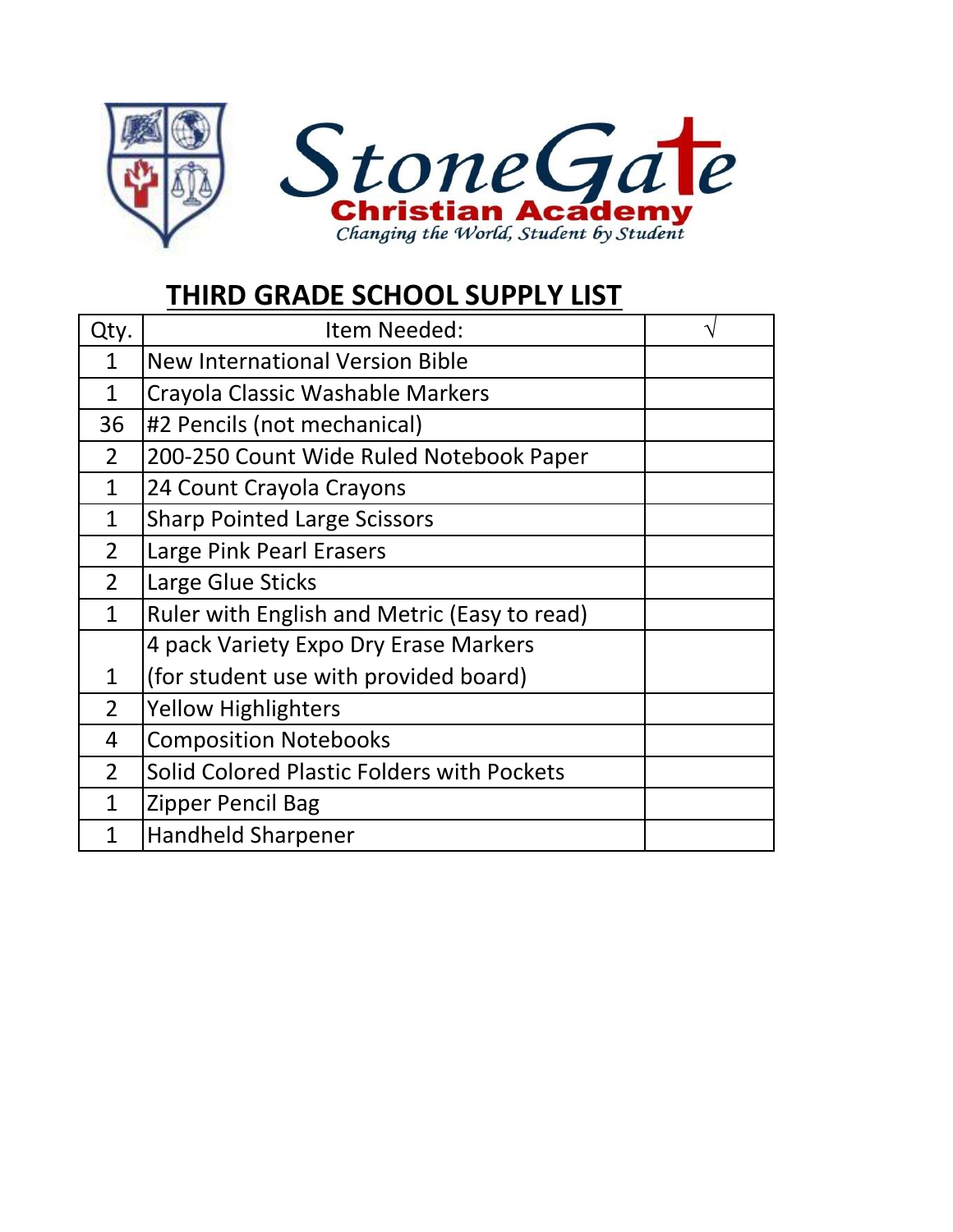StoneGate
Christian Academy
*Changing the World, Student by Student*

## THIRD GRADE SCHOOL SUPPLY LIST

| Qty. | Item Needed: | √ |
|---|---|---|
| 1 | New International Version Bible | |
| 1 | Crayola Classic Washable Markers | |
| 36 | #2 Pencils (not mechanical) | |
| 2 | 200-250 Count Wide Ruled Notebook Paper | |
| 1 | 24 Count Crayola Crayons | |
| 1 | Sharp Pointed Large Scissors | |
| 2 | Large Pink Pearl Erasers | |
| 2 | Large Glue Sticks | |
| 1 | Ruler with English and Metric (Easy to read) | |
| 1 | 4 pack Variety Expo Dry Erase Markers (for student use with provided board) | |
| 2 | Yellow Highlighters | |
| 4 | Composition Notebooks | |
| 2 | Solid Colored Plastic Folders with Pockets | |
| 1 | Zipper Pencil Bag | |
| 1 | Handheld Sharpener | |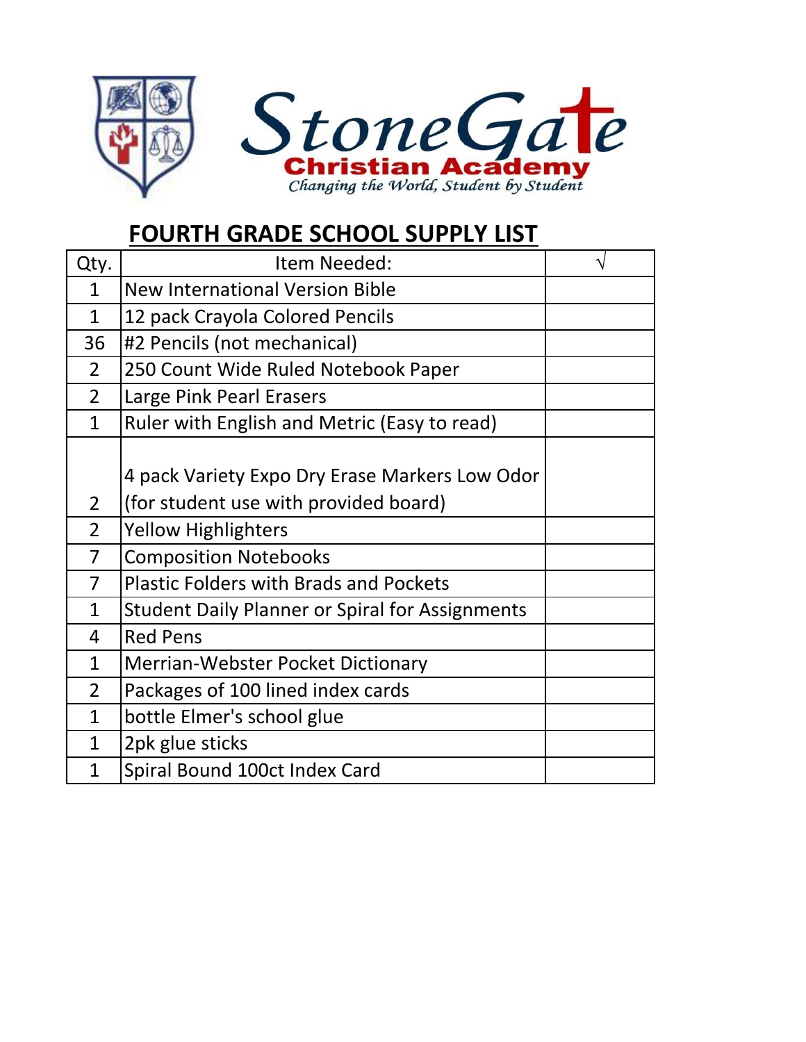StoneGate

Christian Academy

*Changing the World, Student by Student*

# FOURTH GRADE SCHOOL SUPPLY LIST

| Qty. | Item Needed: | √ |
|---|---|---|
| 1 | New International Version Bible | |
| 1 | 12 pack Crayola Colored Pencils | |
| 36 | #2 Pencils (not mechanical) | |
| 2 | 250 Count Wide Ruled Notebook Paper | |
| 2 | Large Pink Pearl Erasers | |
| 1 | Ruler with English and Metric (Easy to read) | |
| 2 | 4 pack Variety Expo Dry Erase Markers Low Odor (for student use with provided board) | |
| 2 | Yellow Highlighters | |
| 7 | Composition Notebooks | |
| 7 | Plastic Folders with Brads and Pockets | |
| 1 | Student Daily Planner or Spiral for Assignments | |
| 4 | Red Pens | |
| 1 | Merrian-Webster Pocket Dictionary | |
| 2 | Packages of 100 lined index cards | |
| 1 | bottle Elmer's school glue | |
| 1 | 2pk glue sticks | |
| 1 | Spiral Bound 100ct Index Card | |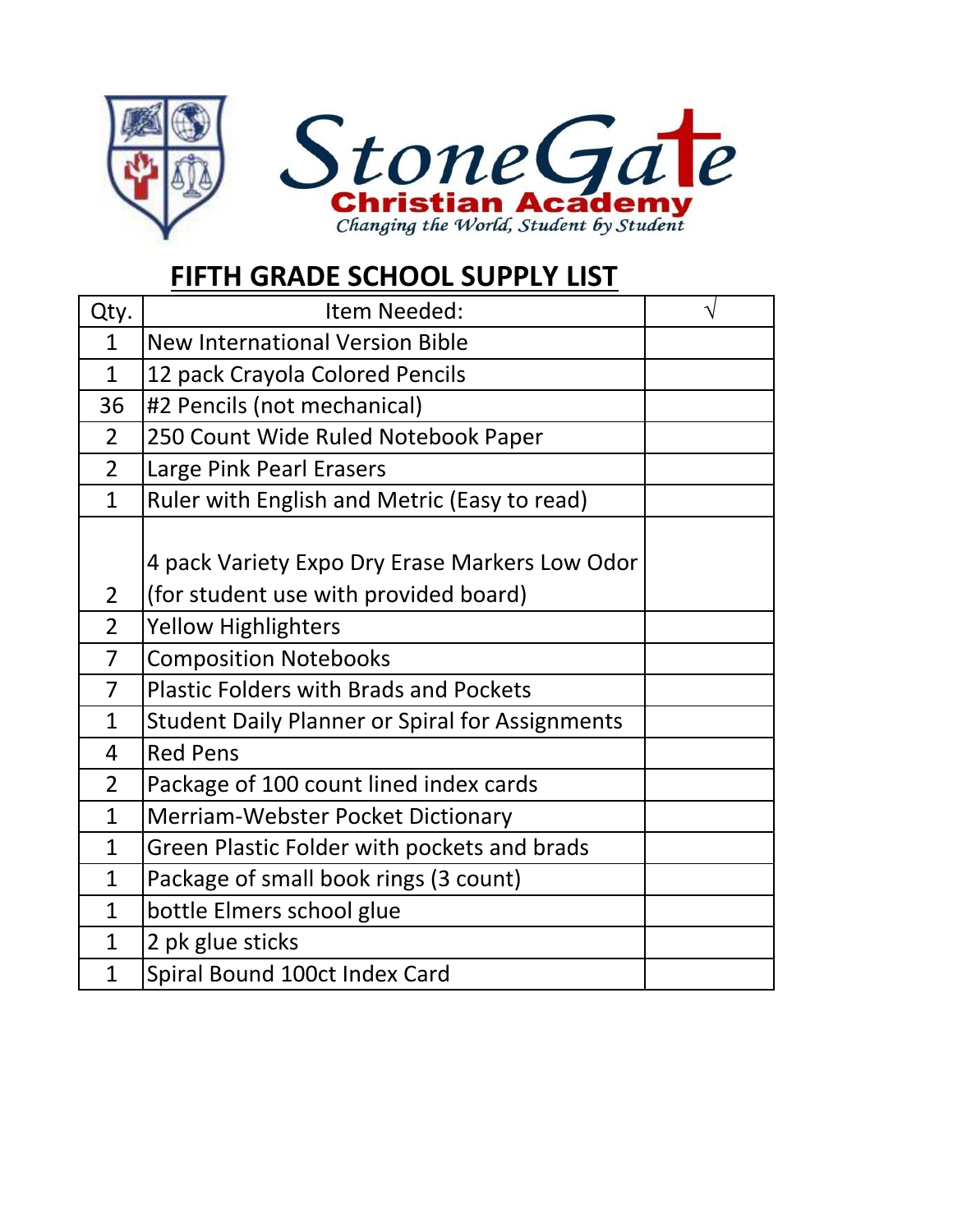StoneGate
Christian Academy
*Changing the World, Student by Student*

## FIFTH GRADE SCHOOL SUPPLY LIST

| Qty. | Item Needed: | √ |
|---|---|---|
| 1 | New International Version Bible | |
| 1 | 12 pack Crayola Colored Pencils | |
| 36 | #2 Pencils (not mechanical) | |
| 2 | 250 Count Wide Ruled Notebook Paper | |
| 2 | Large Pink Pearl Erasers | |
| 1 | Ruler with English and Metric (Easy to read) | |
| 2 | 4 pack Variety Expo Dry Erase Markers Low Odor (for student use with provided board) | |
| 2 | Yellow Highlighters | |
| 7 | Composition Notebooks | |
| 7 | Plastic Folders with Brads and Pockets | |
| 1 | Student Daily Planner or Spiral for Assignments | |
| 4 | Red Pens | |
| 2 | Package of 100 count lined index cards | |
| 1 | Merriam-Webster Pocket Dictionary | |
| 1 | Green Plastic Folder with pockets and brads | |
| 1 | Package of small book rings (3 count) | |
| 1 | bottle Elmers school glue | |
| 1 | 2 pk glue sticks | |
| 1 | Spiral Bound 100ct Index Card | |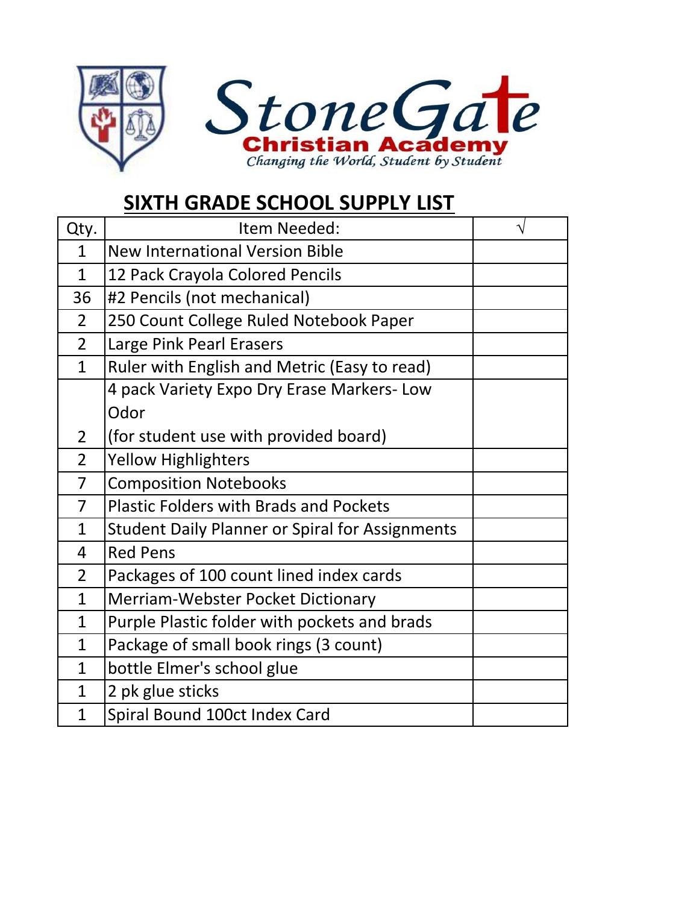StoneGate Christian Academy

*Changing the World, Student by Student*

## SIXTH GRADE SCHOOL SUPPLY LIST

| Qty. | Item Needed: | √ |
|---|---|---|
| 1 | New International Version Bible | |
| 1 | 12 Pack Crayola Colored Pencils | |
| 36 | #2 Pencils (not mechanical) | |
| 2 | 250 Count College Ruled Notebook Paper | |
| 2 | Large Pink Pearl Erasers | |
| 1 | Ruler with English and Metric (Easy to read) | |
| 2 | 4 pack Variety Expo Dry Erase Markers- Low Odor (for student use with provided board) | |
| 2 | Yellow Highlighters | |
| 7 | Composition Notebooks | |
| 7 | Plastic Folders with Brads and Pockets | |
| 1 | Student Daily Planner or Spiral for Assignments | |
| 4 | Red Pens | |
| 2 | Packages of 100 count lined index cards | |
| 1 | Merriam-Webster Pocket Dictionary | |
| 1 | Purple Plastic folder with pockets and brads | |
| 1 | Package of small book rings (3 count) | |
| 1 | bottle Elmer's school glue | |
| 1 | 2 pk glue sticks | |
| 1 | Spiral Bound 100ct Index Card | |